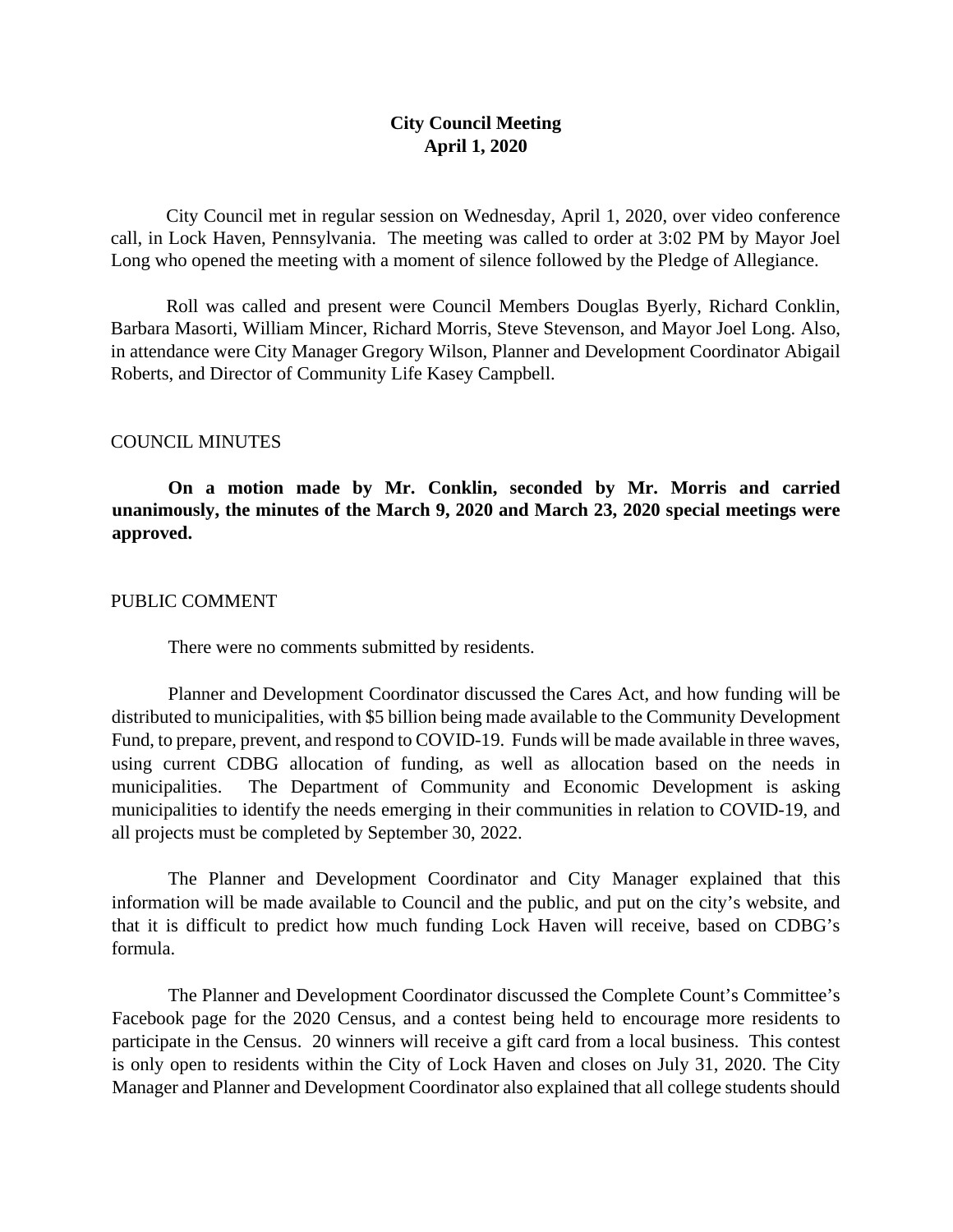# City Council Meeting
## April 1, 2020

City Council met in regular session on Wednesday, April 1, 2020, over video conference call, in Lock Haven, Pennsylvania. The meeting was called to order at 3:02 PM by Mayor Joel Long who opened the meeting with a moment of silence followed by the Pledge of Allegiance.

Roll was called and present were Council Members Douglas Byerly, Richard Conklin, Barbara Masorti, William Mincer, Richard Morris, Steve Stevenson, and Mayor Joel Long. Also, in attendance were City Manager Gregory Wilson, Planner and Development Coordinator Abigail Roberts, and Director of Community Life Kasey Campbell.

COUNCIL MINUTES

**On a motion made by Mr. Conklin, seconded by Mr. Morris and carried unanimously, the minutes of the March 9, 2020 and March 23, 2020 special meetings were approved.**

PUBLIC COMMENT

There were no comments submitted by residents.

Planner and Development Coordinator discussed the Cares Act, and how funding will be distributed to municipalities, with $5 billion being made available to the Community Development Fund, to prepare, prevent, and respond to COVID-19. Funds will be made available in three waves, using current CDBG allocation of funding, as well as allocation based on the needs in municipalities. The Department of Community and Economic Development is asking municipalities to identify the needs emerging in their communities in relation to COVID-19, and all projects must be completed by September 30, 2022.

The Planner and Development Coordinator and City Manager explained that this information will be made available to Council and the public, and put on the city's website, and that it is difficult to predict how much funding Lock Haven will receive, based on CDBG's formula.

The Planner and Development Coordinator discussed the Complete Count's Committee's Facebook page for the 2020 Census, and a contest being held to encourage more residents to participate in the Census. 20 winners will receive a gift card from a local business. This contest is only open to residents within the City of Lock Haven and closes on July 31, 2020. The City Manager and Planner and Development Coordinator also explained that all college students should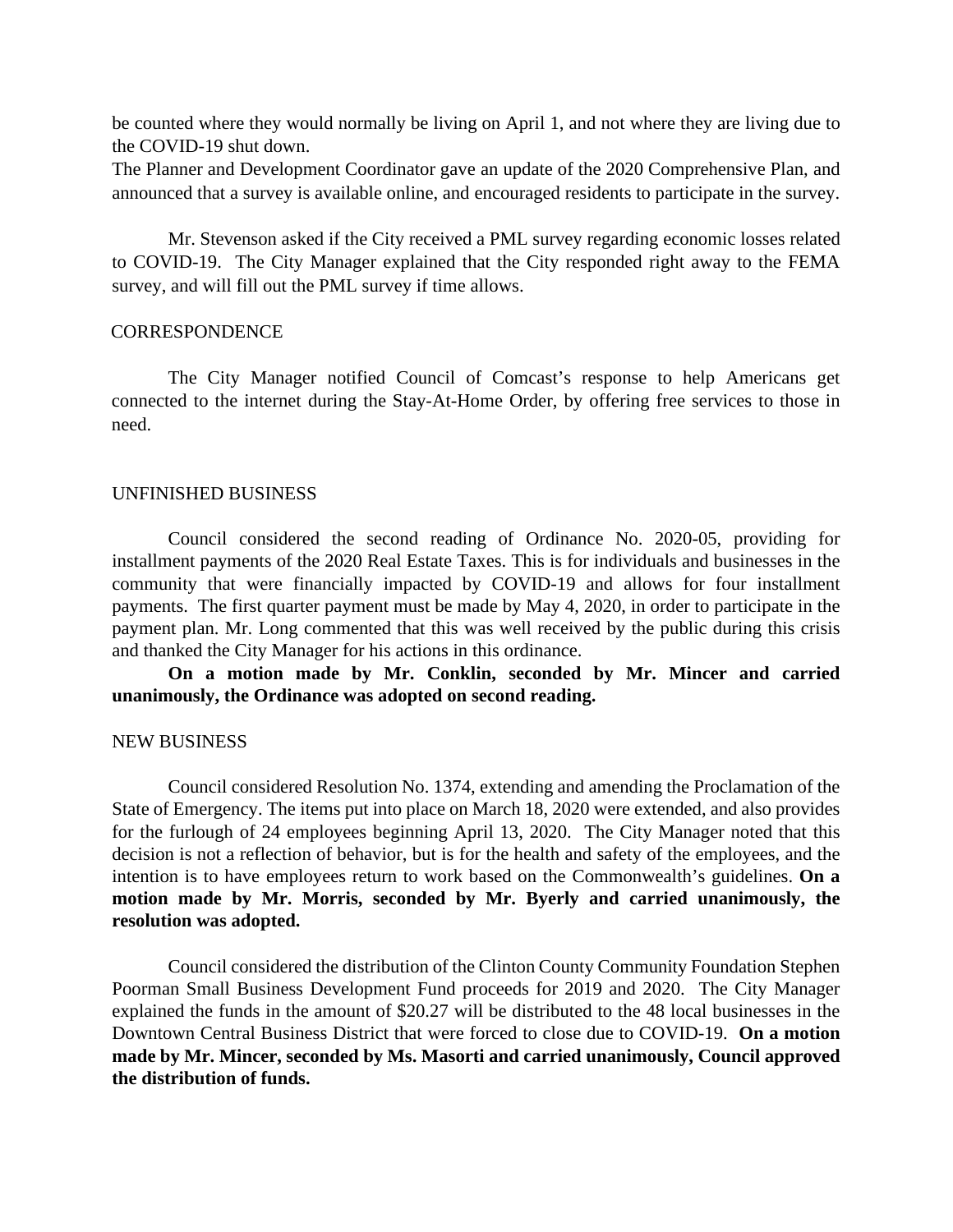be counted where they would normally be living on April 1, and not where they are living due to the COVID-19 shut down.

The Planner and Development Coordinator gave an update of the 2020 Comprehensive Plan, and announced that a survey is available online, and encouraged residents to participate in the survey.

Mr. Stevenson asked if the City received a PML survey regarding economic losses related to COVID-19. The City Manager explained that the City responded right away to the FEMA survey, and will fill out the PML survey if time allows.

CORRESPONDENCE

The City Manager notified Council of Comcast's response to help Americans get connected to the internet during the Stay-At-Home Order, by offering free services to those in need.

UNFINISHED BUSINESS

Council considered the second reading of Ordinance No. 2020-05, providing for installment payments of the 2020 Real Estate Taxes. This is for individuals and businesses in the community that were financially impacted by COVID-19 and allows for four installment payments. The first quarter payment must be made by May 4, 2020, in order to participate in the payment plan. Mr. Long commented that this was well received by the public during this crisis and thanked the City Manager for his actions in this ordinance.

**On a motion made by Mr. Conklin, seconded by Mr. Mincer and carried unanimously, the Ordinance was adopted on second reading.**

NEW BUSINESS

Council considered Resolution No. 1374, extending and amending the Proclamation of the State of Emergency. The items put into place on March 18, 2020 were extended, and also provides for the furlough of 24 employees beginning April 13, 2020. The City Manager noted that this decision is not a reflection of behavior, but is for the health and safety of the employees, and the intention is to have employees return to work based on the Commonwealth's guidelines. **On a motion made by Mr. Morris, seconded by Mr. Byerly and carried unanimously, the resolution was adopted.**

Council considered the distribution of the Clinton County Community Foundation Stephen Poorman Small Business Development Fund proceeds for 2019 and 2020. The City Manager explained the funds in the amount of $20.27 will be distributed to the 48 local businesses in the Downtown Central Business District that were forced to close due to COVID-19. **On a motion made by Mr. Mincer, seconded by Ms. Masorti and carried unanimously, Council approved the distribution of funds.**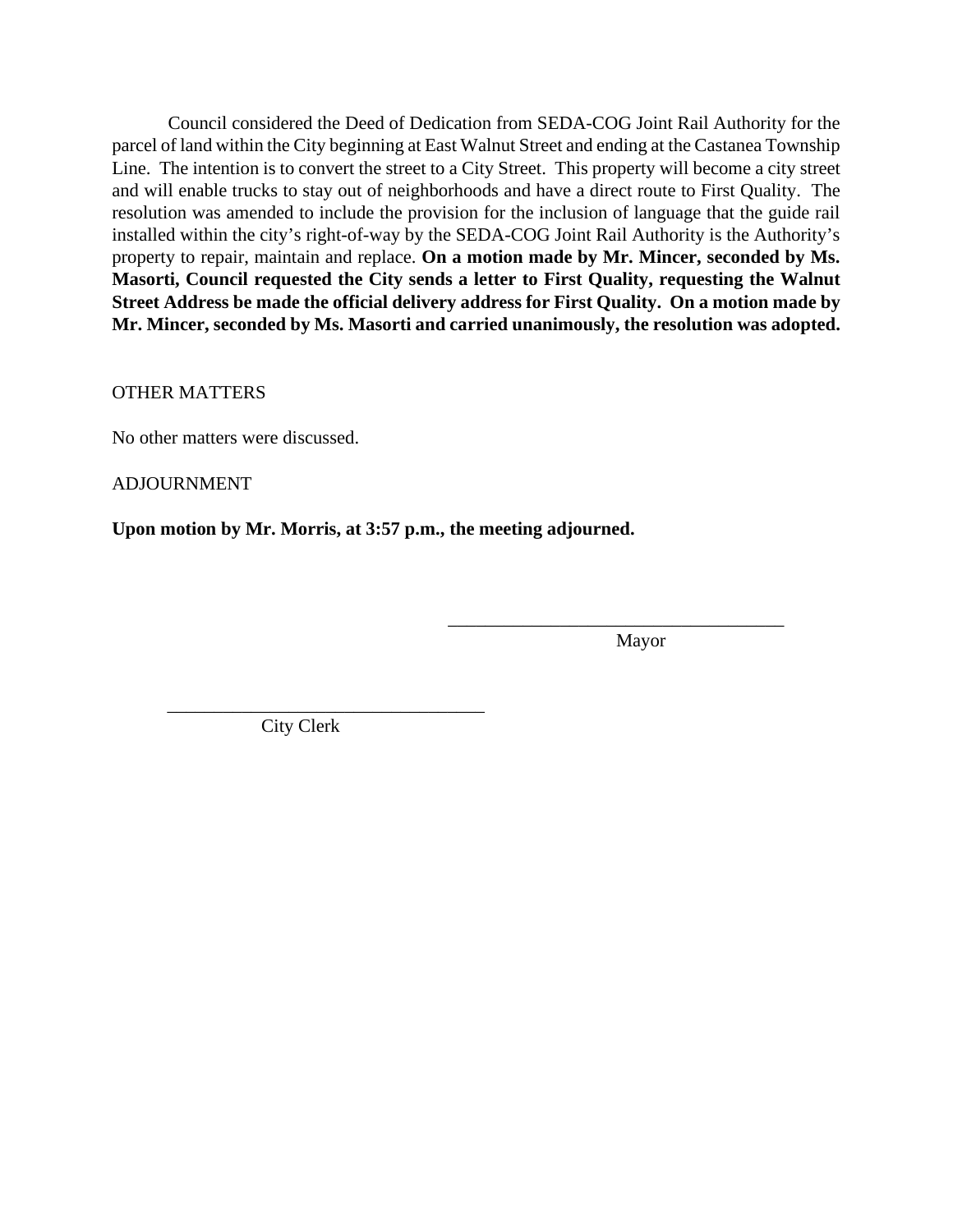Council considered the Deed of Dedication from SEDA-COG Joint Rail Authority for the parcel of land within the City beginning at East Walnut Street and ending at the Castanea Township Line. The intention is to convert the street to a City Street. This property will become a city street and will enable trucks to stay out of neighborhoods and have a direct route to First Quality. The resolution was amended to include the provision for the inclusion of language that the guide rail installed within the city's right-of-way by the SEDA-COG Joint Rail Authority is the Authority's property to repair, maintain and replace. **On a motion made by Mr. Mincer, seconded by Ms. Masorti, Council requested the City sends a letter to First Quality, requesting the Walnut Street Address be made the official delivery address for First Quality. On a motion made by Mr. Mincer, seconded by Ms. Masorti and carried unanimously, the resolution was adopted.**

OTHER MATTERS

No other matters were discussed.

ADJOURNMENT

**Upon motion by Mr. Morris, at 3:57 p.m., the meeting adjourned.**

\_\_\_\_\_\_\_\_\_\_\_\_\_\_\_\_\_\_\_\_\_\_\_\_\_\_\_\_\_\_\_\_\_\_\_\_\_

Mayor

\_\_\_\_\_\_\_\_\_\_\_\_\_\_\_\_\_\_\_\_\_\_\_\_\_\_\_\_\_\_\_\_\_\_\_\_\_

City Clerk